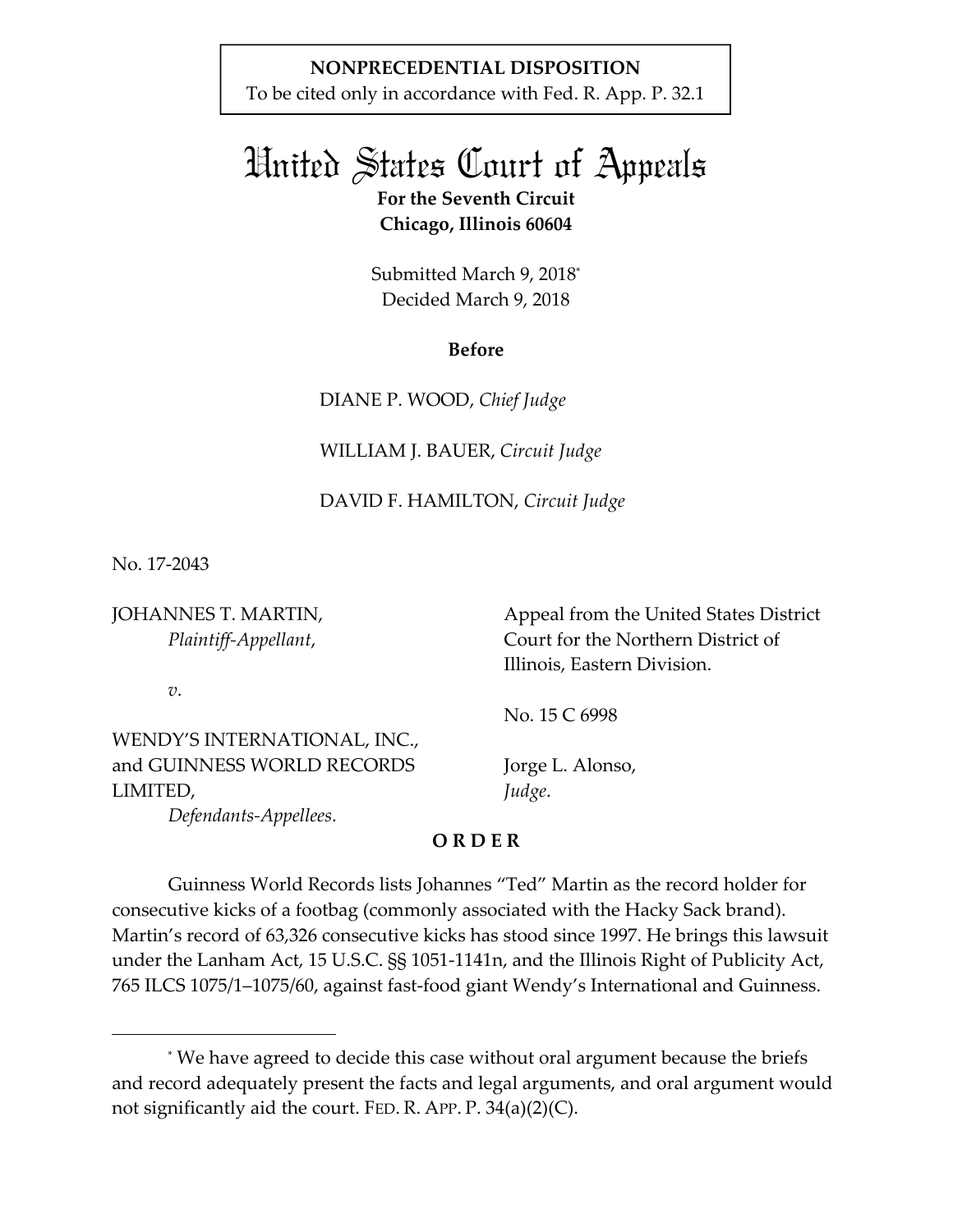**NONPRECEDENTIAL DISPOSITION**
To be cited only in accordance with Fed. R. App. P. 32.1

# United States Court of Appeals

**For the Seventh Circuit**
**Chicago, Illinois 60604**

Submitted March 9, 2018[*]
Decided March 9, 2018

**Before**

DIANE P. WOOD, *Chief Judge*

WILLIAM J. BAUER, *Circuit Judge*

DAVID F. HAMILTON, *Circuit Judge*

No. 17-2043

JOHANNES T. MARTIN,
*Plaintiff-Appellant*,

*v*.

WENDY'S INTERNATIONAL, INC., and GUINNESS WORLD RECORDS LIMITED,
*Defendants-Appellees*.

Appeal from the United States District Court for the Northern District of Illinois, Eastern Division.

No. 15 C 6998

Jorge L. Alonso,
*Judge*.

**O R D E R**

Guinness World Records lists Johannes "Ted" Martin as the record holder for consecutive kicks of a footbag (commonly associated with the Hacky Sack brand). Martin's record of 63,326 consecutive kicks has stood since 1997. He brings this lawsuit under the Lanham Act, 15 U.S.C. §§ 1051-1141n, and the Illinois Right of Publicity Act, 765 ILCS 1075/1–1075/60, against fast-food giant Wendy's International and Guinness.

---

[*] We have agreed to decide this case without oral argument because the briefs and record adequately present the facts and legal arguments, and oral argument would not significantly aid the court. FED. R. APP. P. 34(a)(2)(C).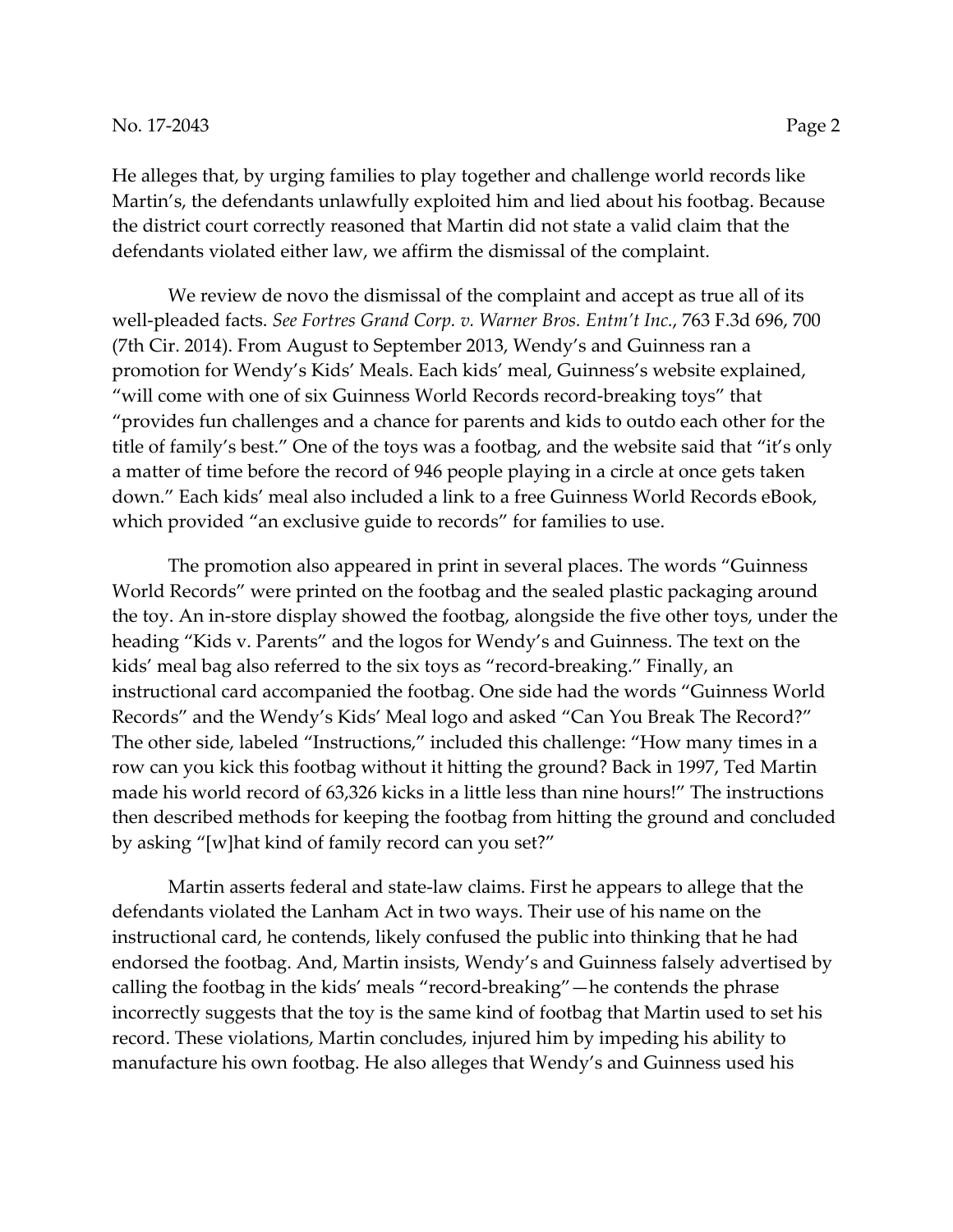He alleges that, by urging families to play together and challenge world records like Martin's, the defendants unlawfully exploited him and lied about his footbag. Because the district court correctly reasoned that Martin did not state a valid claim that the defendants violated either law, we affirm the dismissal of the complaint.

We review de novo the dismissal of the complaint and accept as true all of its well-pleaded facts. *See Fortres Grand Corp. v. Warner Bros. Entm't Inc.*, 763 F.3d 696, 700 (7th Cir. 2014). From August to September 2013, Wendy's and Guinness ran a promotion for Wendy's Kids' Meals. Each kids' meal, Guinness's website explained, "will come with one of six Guinness World Records record-breaking toys" that "provides fun challenges and a chance for parents and kids to outdo each other for the title of family's best." One of the toys was a footbag, and the website said that "it's only a matter of time before the record of 946 people playing in a circle at once gets taken down." Each kids' meal also included a link to a free Guinness World Records eBook, which provided "an exclusive guide to records" for families to use.

The promotion also appeared in print in several places. The words "Guinness World Records" were printed on the footbag and the sealed plastic packaging around the toy. An in-store display showed the footbag, alongside the five other toys, under the heading "Kids v. Parents" and the logos for Wendy's and Guinness. The text on the kids' meal bag also referred to the six toys as "record-breaking." Finally, an instructional card accompanied the footbag. One side had the words "Guinness World Records" and the Wendy's Kids' Meal logo and asked "Can You Break The Record?" The other side, labeled "Instructions," included this challenge: "How many times in a row can you kick this footbag without it hitting the ground? Back in 1997, Ted Martin made his world record of 63,326 kicks in a little less than nine hours!" The instructions then described methods for keeping the footbag from hitting the ground and concluded by asking "[w]hat kind of family record can you set?"

Martin asserts federal and state-law claims. First he appears to allege that the defendants violated the Lanham Act in two ways. Their use of his name on the instructional card, he contends, likely confused the public into thinking that he had endorsed the footbag. And, Martin insists, Wendy's and Guinness falsely advertised by calling the footbag in the kids' meals "record-breaking"—he contends the phrase incorrectly suggests that the toy is the same kind of footbag that Martin used to set his record. These violations, Martin concludes, injured him by impeding his ability to manufacture his own footbag. He also alleges that Wendy's and Guinness used his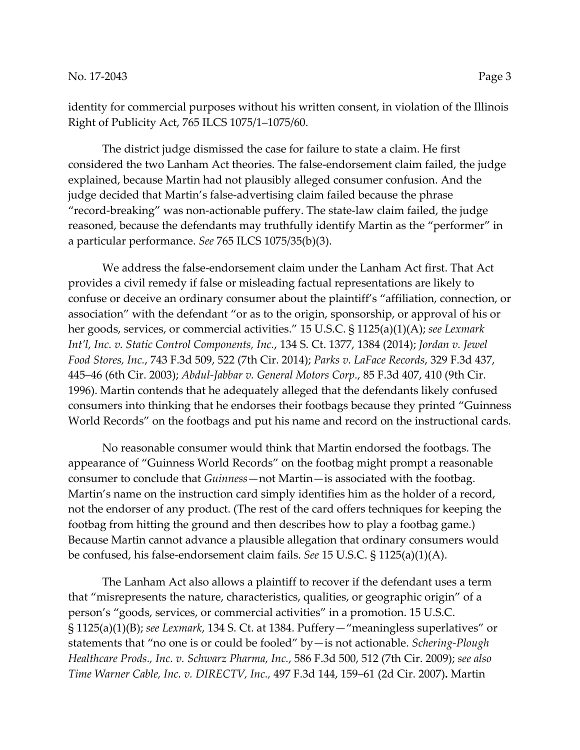identity for commercial purposes without his written consent, in violation of the Illinois Right of Publicity Act, 765 ILCS 1075/1–1075/60.

The district judge dismissed the case for failure to state a claim. He first considered the two Lanham Act theories. The false-endorsement claim failed, the judge explained, because Martin had not plausibly alleged consumer confusion. And the judge decided that Martin's false-advertising claim failed because the phrase "record-breaking" was non-actionable puffery. The state-law claim failed, the judge reasoned, because the defendants may truthfully identify Martin as the "performer" in a particular performance. *See* 765 ILCS 1075/35(b)(3).

We address the false-endorsement claim under the Lanham Act first. That Act provides a civil remedy if false or misleading factual representations are likely to confuse or deceive an ordinary consumer about the plaintiff's "affiliation, connection, or association" with the defendant "or as to the origin, sponsorship, or approval of his or her goods, services, or commercial activities." 15 U.S.C. § 1125(a)(1)(A); *see Lexmark Int'l, Inc. v. Static Control Components, Inc.*, 134 S. Ct. 1377, 1384 (2014); *Jordan v. Jewel Food Stores, Inc.*, 743 F.3d 509, 522 (7th Cir. 2014); *Parks v. LaFace Records*, 329 F.3d 437, 445–46 (6th Cir. 2003); *Abdul-Jabbar v. General Motors Corp.*, 85 F.3d 407, 410 (9th Cir. 1996). Martin contends that he adequately alleged that the defendants likely confused consumers into thinking that he endorses their footbags because they printed "Guinness World Records" on the footbags and put his name and record on the instructional cards.

No reasonable consumer would think that Martin endorsed the footbags. The appearance of "Guinness World Records" on the footbag might prompt a reasonable consumer to conclude that *Guinness*—not Martin—is associated with the footbag. Martin's name on the instruction card simply identifies him as the holder of a record, not the endorser of any product. (The rest of the card offers techniques for keeping the footbag from hitting the ground and then describes how to play a footbag game.) Because Martin cannot advance a plausible allegation that ordinary consumers would be confused, his false-endorsement claim fails. *See* 15 U.S.C. § 1125(a)(1)(A).

The Lanham Act also allows a plaintiff to recover if the defendant uses a term that "misrepresents the nature, characteristics, qualities, or geographic origin" of a person's "goods, services, or commercial activities" in a promotion. 15 U.S.C. § 1125(a)(1)(B); *see Lexmark*, 134 S. Ct. at 1384. Puffery—"meaningless superlatives" or statements that "no one is or could be fooled" by—is not actionable. *Schering-Plough Healthcare Prods., Inc. v. Schwarz Pharma, Inc.*, 586 F.3d 500, 512 (7th Cir. 2009); *see also Time Warner Cable, Inc. v. DIRECTV, Inc.*, 497 F.3d 144, 159–61 (2d Cir. 2007). Martin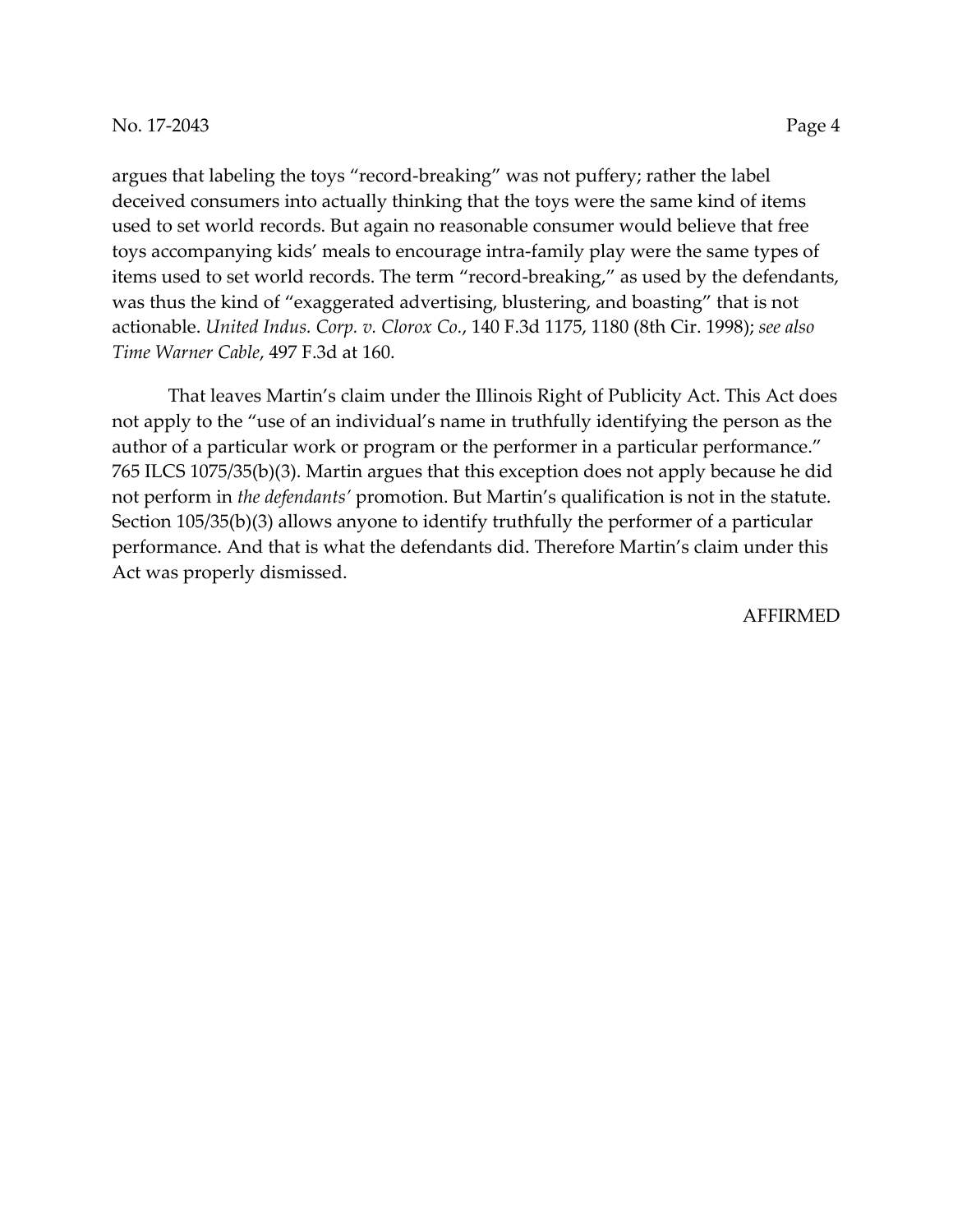argues that labeling the toys "record-breaking" was not puffery; rather the label deceived consumers into actually thinking that the toys were the same kind of items used to set world records. But again no reasonable consumer would believe that free toys accompanying kids' meals to encourage intra-family play were the same types of items used to set world records. The term "record-breaking," as used by the defendants, was thus the kind of "exaggerated advertising, blustering, and boasting" that is not actionable. *United Indus. Corp. v. Clorox Co.*, 140 F.3d 1175, 1180 (8th Cir. 1998); *see also Time Warner Cable*, 497 F.3d at 160.

That leaves Martin's claim under the Illinois Right of Publicity Act. This Act does not apply to the "use of an individual's name in truthfully identifying the person as the author of a particular work or program or the performer in a particular performance." 765 ILCS 1075/35(b)(3). Martin argues that this exception does not apply because he did not perform in *the defendants'* promotion. But Martin's qualification is not in the statute. Section 105/35(b)(3) allows anyone to identify truthfully the performer of a particular performance. And that is what the defendants did. Therefore Martin's claim under this Act was properly dismissed.

AFFIRMED